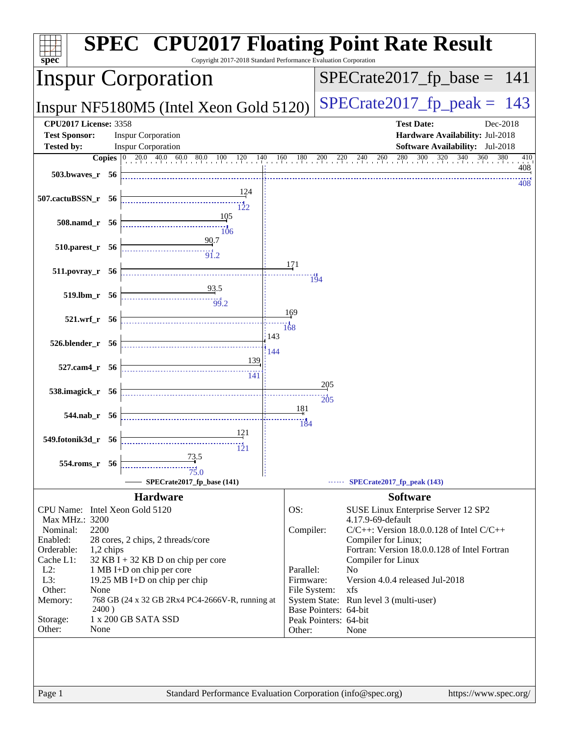# SPEC CPU2017 Floating Point Rate Result

Copyright 2017-2018 Standard Performance Evaluation Corporation

## Inspur Corporation

Inspur NF5180M5 (Intel Xeon Gold 5120)

SPECrate2017_fp_base = 141

SPECrate2017_fp_peak = 143

**CPU2017 License:** 3358
**Test Sponsor:** Inspur Corporation
**Tested by:** Inspur Corporation

**Test Date:** Dec-2018
**Hardware Availability:** Jul-2018
**Software Availability:** Jul-2018

Copies 0 20.0 40.0 60.0 80.0 100 120 140 160 180 200 220 240 260 280 300 320 340 360 380 410

503.bwaves_r 56 408 408
507.cactuBSSN_r 56 124 122
508.namd_r 56 105 106
510.parest_r 56 90.7 91.2
511.povray_r 56 171 194
519.lbm_r 56 93.5 99.2
521.wrf_r 56 169 168
526.blender_r 56 143 144
527.cam4_r 56 139 141
538.imagick_r 56 205 205
544.nab_r 56 181 184
549.fotonik3d_r 56 121 121
554.roms_r 56 73.5 75.0

SPECrate2017_fp_base (141)
SPECrate2017_fp_peak (143)

### Hardware

| | |
|---|---|
| CPU Name: | Intel Xeon Gold 5120 |
| Max MHz.: | 3200 |
| Nominal: | 2200 |
| Enabled: | 28 cores, 2 chips, 2 threads/core |
| Orderable: | 1,2 chips |
| Cache L1: | 32 KB I + 32 KB D on chip per core |
| L2: | 1 MB I+D on chip per core |
| L3: | 19.25 MB I+D on chip per chip |
| Other: | None |
| Memory: | 768 GB (24 x 32 GB 2Rx4 PC4-2666V-R, running at 2400 ) |
| Storage: | 1 x 200 GB SATA SSD |
| Other: | None |

### Software

| | |
|---|---|
| OS: | SUSE Linux Enterprise Server 12 SP2 4.17.9-69-default |
| Compiler: | C/C++: Version 18.0.0.128 of Intel C/C++ Compiler for Linux; Fortran: Version 18.0.0.128 of Intel Fortran Compiler for Linux |
| Parallel: | No |
| Firmware: | Version 4.0.4 released Jul-2018 |
| File System: | xfs |
| System State: | Run level 3 (multi-user) |
| Base Pointers: | 64-bit |
| Peak Pointers: | 64-bit |
| Other: | None |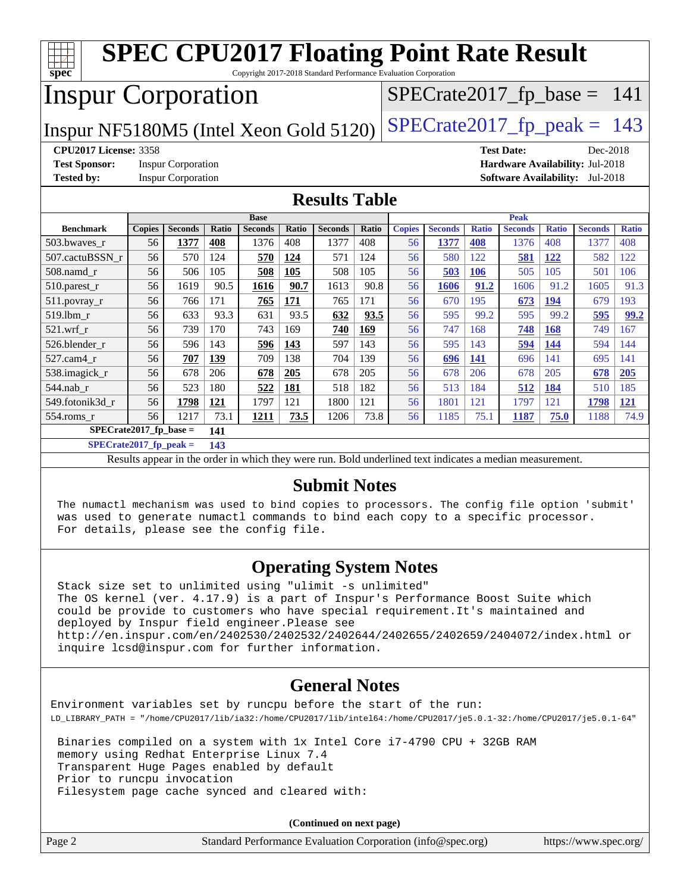# SPEC CPU2017 Floating Point Rate Result

Copyright 2017-2018 Standard Performance Evaluation Corporation

## Inspur Corporation

Inspur NF5180M5 (Intel Xeon Gold 5120)

SPECrate2017_fp_base = 141

SPECrate2017_fp_peak = 143

**CPU2017 License:** 3358
**Test Sponsor:** Inspur Corporation
**Tested by:** Inspur Corporation

**Test Date:** Dec-2018
**Hardware Availability:** Jul-2018
**Software Availability:** Jul-2018

## Results Table

| Benchmark | Base | | | | | | | Peak | | | | | | |
|---|---|---|---|---|---|---|---|---|---|---|---|---|---|---|
| | Copies | Seconds | Ratio | Seconds | Ratio | Seconds | Ratio | Copies | Seconds | Ratio | Seconds | Ratio | Seconds | Ratio |
| 503.bwaves_r | 56 | **1377** | **408** | 1376 | 408 | 1377 | 408 | 56 | **1377** | **408** | 1376 | 408 | 1377 | 408 |
| 507.cactuBSSN_r | 56 | 570 | 124 | **570** | **124** | 571 | 124 | 56 | 580 | 122 | **581** | **122** | 582 | 122 |
| 508.namd_r | 56 | 506 | 105 | **508** | **105** | 508 | 105 | 56 | **503** | **106** | 505 | 105 | 501 | 106 |
| 510.parest_r | 56 | 1619 | 90.5 | **1616** | **90.7** | 1613 | 90.8 | 56 | **1606** | **91.2** | 1606 | 91.2 | 1605 | 91.3 |
| 511.povray_r | 56 | 766 | 171 | **765** | **171** | 765 | 171 | 56 | 670 | 195 | **673** | **194** | 679 | 193 |
| 519.lbm_r | 56 | 633 | 93.3 | 631 | 93.5 | **632** | **93.5** | 56 | 595 | 99.2 | 595 | 99.2 | **595** | **99.2** |
| 521.wrf_r | 56 | 739 | 170 | 743 | 169 | **740** | **169** | 56 | 747 | 168 | **748** | **168** | 749 | 167 |
| 526.blender_r | 56 | 596 | 143 | **596** | **143** | 597 | 143 | 56 | 595 | 143 | **594** | **144** | 594 | 144 |
| 527.cam4_r | 56 | **707** | **139** | 709 | 138 | 704 | 139 | 56 | **696** | **141** | 696 | 141 | 695 | 141 |
| 538.imagick_r | 56 | 678 | 206 | **678** | **205** | 678 | 205 | 56 | 678 | 206 | 678 | 205 | **678** | **205** |
| 544.nab_r | 56 | 523 | 180 | **522** | **181** | 518 | 182 | 56 | 513 | 184 | **512** | **184** | 510 | 185 |
| 549.fotonik3d_r | 56 | **1798** | **121** | 1797 | 121 | 1800 | 121 | 56 | 1801 | 121 | 1797 | 121 | **1798** | **121** |
| 554.roms_r | 56 | 1217 | 73.1 | **1211** | **73.5** | 1206 | 73.8 | 56 | 1185 | 75.1 | **1187** | **75.0** | 1188 | 74.9 |

**SPECrate2017_fp_base = 141**

**SPECrate2017_fp_peak = 143**

Results appear in the order in which they were run. Bold underlined text indicates a median measurement.

## Submit Notes

```
The numactl mechanism was used to bind copies to processors. The config file option 'submit'
was used to generate numactl commands to bind each copy to a specific processor.
For details, please see the config file.
```

## Operating System Notes

```
Stack size set to unlimited using "ulimit -s unlimited"
The OS kernel (ver. 4.17.9) is a part of Inspur's Performance Boost Suite which
could be provide to customers who have special requirement.It's maintained and
deployed by Inspur field engineer.Please see
http://en.inspur.com/en/2402530/2402532/2402644/2402655/2402659/2404072/index.html or
inquire lcsd@inspur.com for further information.
```

## General Notes

```
Environment variables set by runcpu before the start of the run:
LD_LIBRARY_PATH = "/home/CPU2017/lib/ia32:/home/CPU2017/lib/intel64:/home/CPU2017/je5.0.1-32:/home/CPU2017/je5.0.1-64"

 Binaries compiled on a system with 1x Intel Core i7-4790 CPU + 32GB RAM
 memory using Redhat Enterprise Linux 7.4
 Transparent Huge Pages enabled by default
 Prior to runcpu invocation
 Filesystem page cache synced and cleared with:
```

**(Continued on next page)**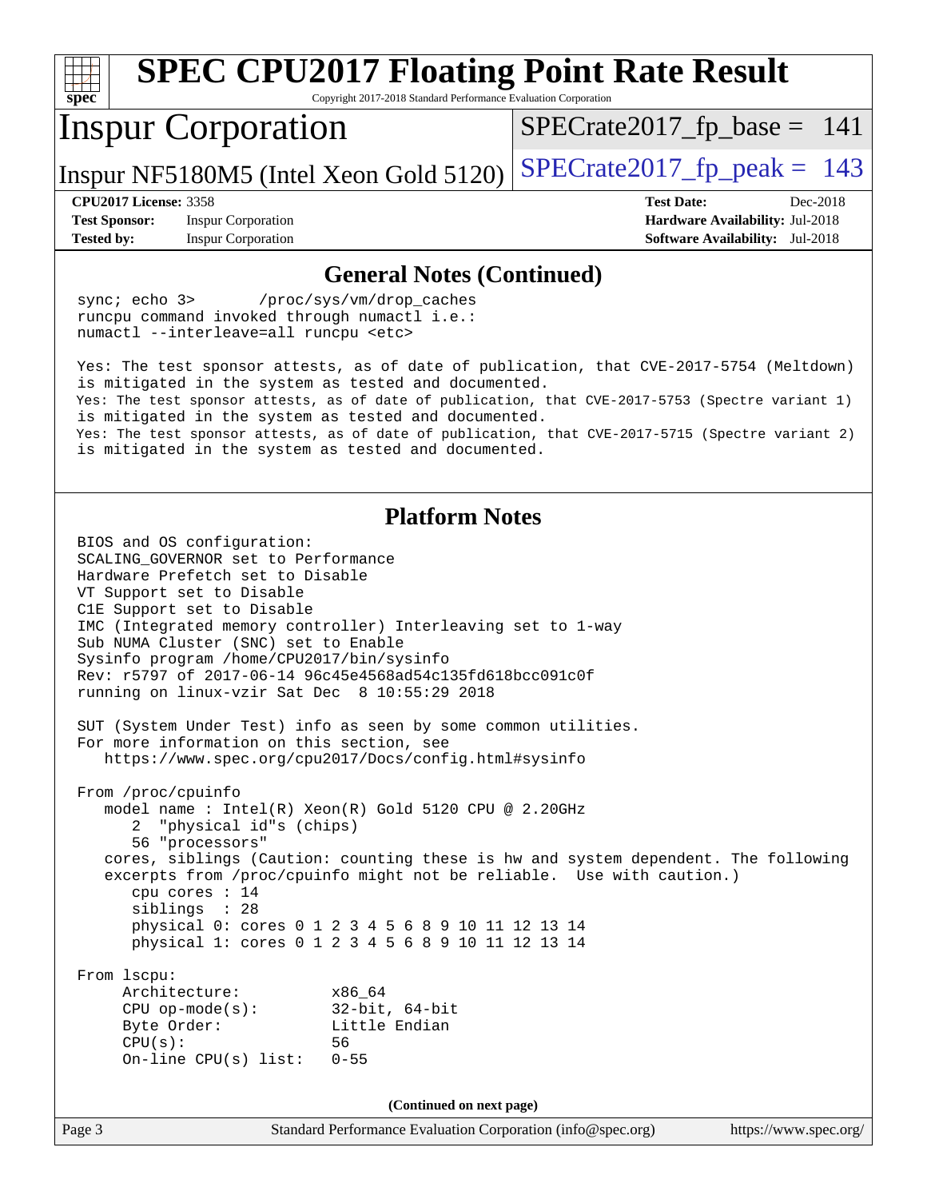## General Notes (Continued)

```
sync; echo 3>       /proc/sys/vm/drop_caches
runcpu command invoked through numactl i.e.:
numactl --interleave=all runcpu <etc>

Yes: The test sponsor attests, as of date of publication, that CVE-2017-5754 (Meltdown)
is mitigated in the system as tested and documented.
Yes: The test sponsor attests, as of date of publication, that CVE-2017-5753 (Spectre variant 1)
is mitigated in the system as tested and documented.
Yes: The test sponsor attests, as of date of publication, that CVE-2017-5715 (Spectre variant 2)
is mitigated in the system as tested and documented.
```

## Platform Notes

```
BIOS and OS configuration:
SCALING_GOVERNOR set to Performance
Hardware Prefetch set to Disable
VT Support set to Disable
C1E Support set to Disable
IMC (Integrated memory controller) Interleaving set to 1-way
Sub NUMA Cluster (SNC) set to Enable
Sysinfo program /home/CPU2017/bin/sysinfo
Rev: r5797 of 2017-06-14 96c45e4568ad54c135fd618bcc091c0f
running on linux-vzir Sat Dec  8 10:55:29 2018

SUT (System Under Test) info as seen by some common utilities.
For more information on this section, see
   https://www.spec.org/cpu2017/Docs/config.html#sysinfo

From /proc/cpuinfo
   model name : Intel(R) Xeon(R) Gold 5120 CPU @ 2.20GHz
      2  "physical id"s (chips)
      56 "processors"
   cores, siblings (Caution: counting these is hw and system dependent. The following
   excerpts from /proc/cpuinfo might not be reliable.  Use with caution.)
      cpu cores : 14
      siblings  : 28
      physical 0: cores 0 1 2 3 4 5 6 8 9 10 11 12 13 14
      physical 1: cores 0 1 2 3 4 5 6 8 9 10 11 12 13 14

From lscpu:
     Architecture:          x86_64
     CPU op-mode(s):        32-bit, 64-bit
     Byte Order:            Little Endian
     CPU(s):                56
     On-line CPU(s) list:   0-55
```

(Continued on next page)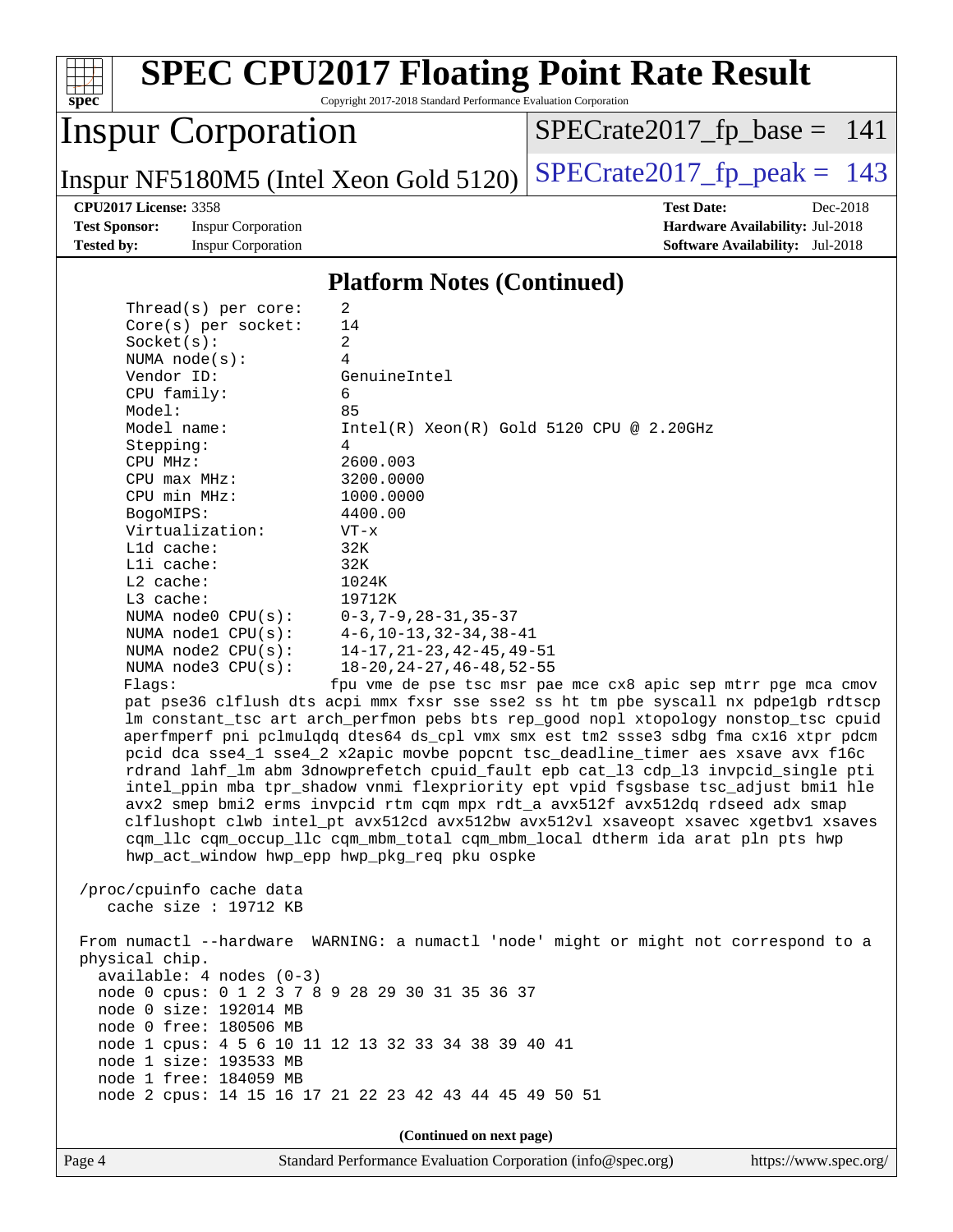## Platform Notes (Continued)

```
    Thread(s) per core:    2
    Core(s) per socket:    14
    Socket(s):             2
    NUMA node(s):          4
    Vendor ID:             GenuineIntel
    CPU family:            6
    Model:                 85
    Model name:            Intel(R) Xeon(R) Gold 5120 CPU @ 2.20GHz
    Stepping:              4
    CPU MHz:               2600.003
    CPU max MHz:           3200.0000
    CPU min MHz:           1000.0000
    BogoMIPS:              4400.00
    Virtualization:        VT-x
    L1d cache:             32K
    L1i cache:             32K
    L2 cache:              1024K
    L3 cache:              19712K
    NUMA node0 CPU(s):     0-3,7-9,28-31,35-37
    NUMA node1 CPU(s):     4-6,10-13,32-34,38-41
    NUMA node2 CPU(s):     14-17,21-23,42-45,49-51
    NUMA node3 CPU(s):     18-20,24-27,46-48,52-55
    Flags:                 fpu vme de pse tsc msr pae mce cx8 apic sep mtrr pge mca cmov
    pat pse36 clflush dts acpi mmx fxsr sse sse2 ss ht tm pbe syscall nx pdpe1gb rdtscp
    lm constant_tsc art arch_perfmon pebs bts rep_good nopl xtopology nonstop_tsc cpuid
    aperfmperf pni pclmulqdq dtes64 ds_cpl vmx smx est tm2 ssse3 sdbg fma cx16 xtpr pdcm
    pcid dca sse4_1 sse4_2 x2apic movbe popcnt tsc_deadline_timer aes xsave avx f16c
    rdrand lahf_lm abm 3dnowprefetch cpuid_fault epb cat_l3 cdp_l3 invpcid_single pti
    intel_ppin mba tpr_shadow vnmi flexpriority ept vpid fsgsbase tsc_adjust bmi1 hle
    avx2 smep bmi2 erms invpcid rtm cqm mpx rdt_a avx512f avx512dq rdseed adx smap
    clflushopt clwb intel_pt avx512cd avx512bw avx512vl xsaveopt xsavec xgetbv1 xsaves
    cqm_llc cqm_occup_llc cqm_mbm_total cqm_mbm_local dtherm ida arat pln pts hwp
    hwp_act_window hwp_epp hwp_pkg_req pku ospke

 /proc/cpuinfo cache data
    cache size : 19712 KB

 From numactl --hardware  WARNING: a numactl 'node' might or might not correspond to a
 physical chip.
   available: 4 nodes (0-3)
   node 0 cpus: 0 1 2 3 7 8 9 28 29 30 31 35 36 37
   node 0 size: 192014 MB
   node 0 free: 180506 MB
   node 1 cpus: 4 5 6 10 11 12 13 32 33 34 38 39 40 41
   node 1 size: 193533 MB
   node 1 free: 184059 MB
   node 2 cpus: 14 15 16 17 21 22 23 42 43 44 45 49 50 51
```

**(Continued on next page)**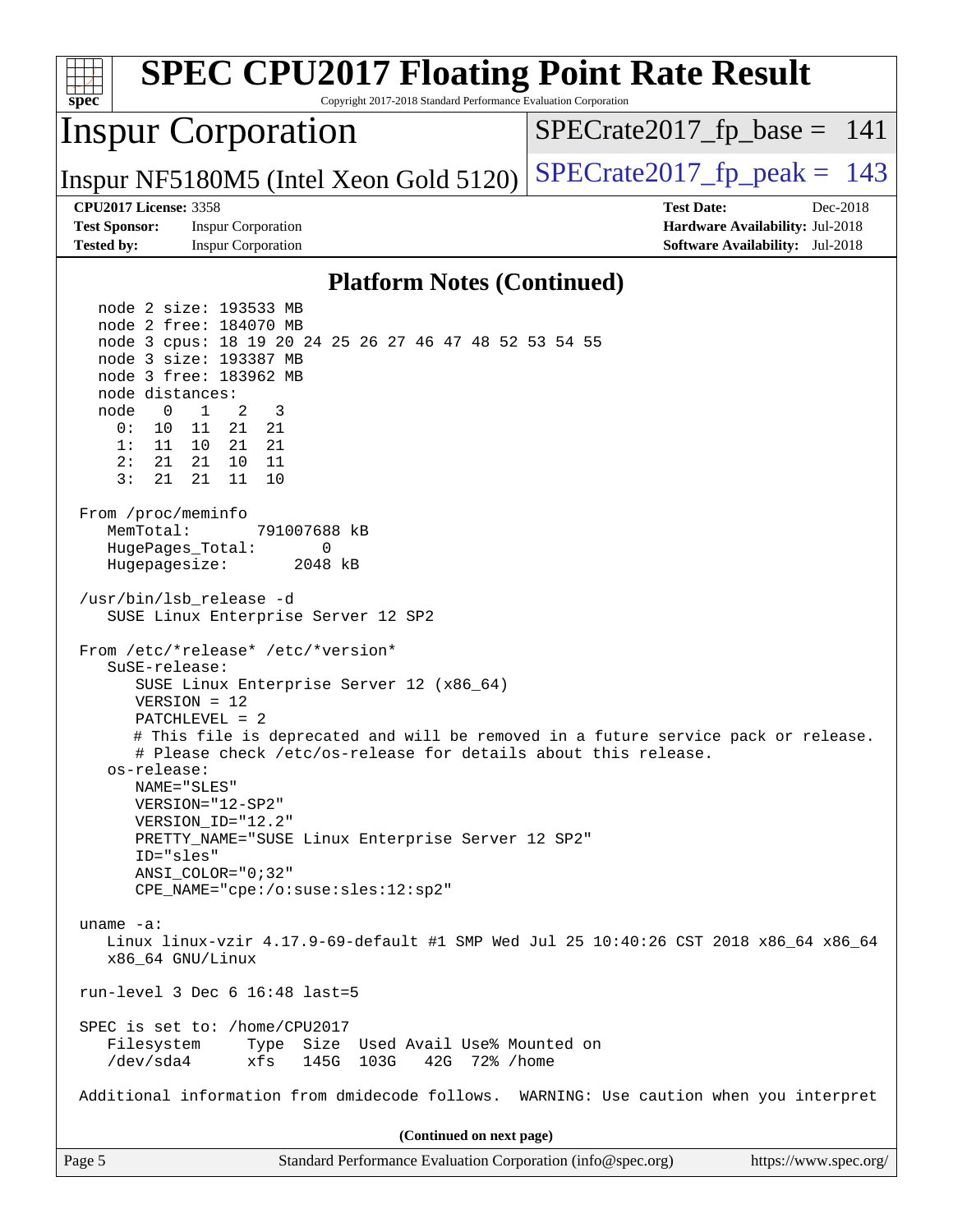## Platform Notes (Continued)

```
   node 2 size: 193533 MB
   node 2 free: 184070 MB
   node 3 cpus: 18 19 20 24 25 26 27 46 47 48 52 53 54 55
   node 3 size: 193387 MB
   node 3 free: 183962 MB
   node distances:
   node   0   1   2   3
     0:  10  11  21  21
     1:  11  10  21  21
     2:  21  21  10  11
     3:  21  21  11  10

 From /proc/meminfo
    MemTotal:       791007688 kB
    HugePages_Total:       0
    Hugepagesize:       2048 kB

 /usr/bin/lsb_release -d
    SUSE Linux Enterprise Server 12 SP2

 From /etc/*release* /etc/*version*
    SuSE-release:
       SUSE Linux Enterprise Server 12 (x86_64)
       VERSION = 12
       PATCHLEVEL = 2
       # This file is deprecated and will be removed in a future service pack or release.
       # Please check /etc/os-release for details about this release.
    os-release:
       NAME="SLES"
       VERSION="12-SP2"
       VERSION_ID="12.2"
       PRETTY_NAME="SUSE Linux Enterprise Server 12 SP2"
       ID="sles"
       ANSI_COLOR="0;32"
       CPE_NAME="cpe:/o:suse:sles:12:sp2"

 uname -a:
    Linux linux-vzir 4.17.9-69-default #1 SMP Wed Jul 25 10:40:26 CST 2018 x86_64 x86_64
    x86_64 GNU/Linux

 run-level 3 Dec 6 16:48 last=5

 SPEC is set to: /home/CPU2017
    Filesystem     Type  Size  Used Avail Use% Mounted on
    /dev/sda4      xfs   145G  103G   42G  72% /home

 Additional information from dmidecode follows.  WARNING: Use caution when you interpret
```

(Continued on next page)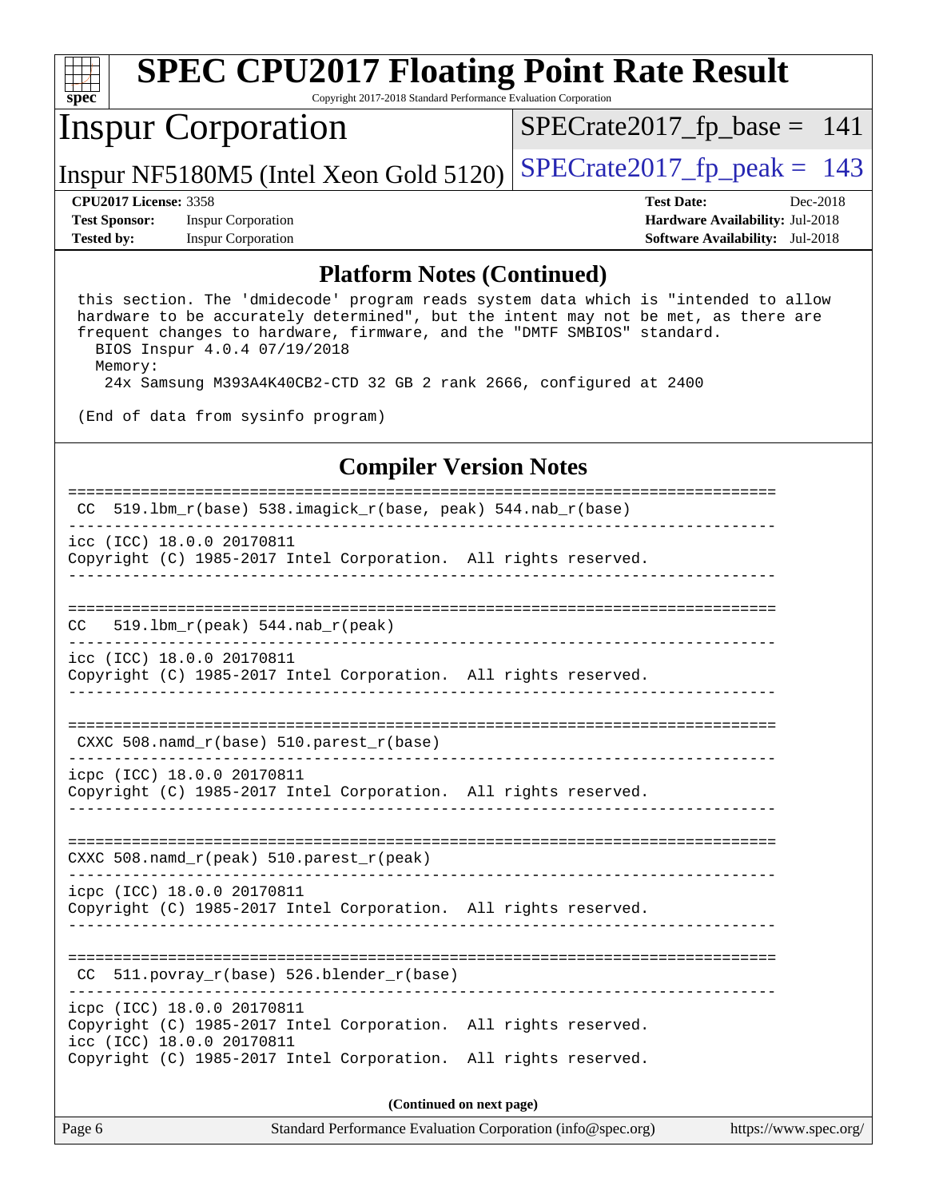## Platform Notes (Continued)

```
 this section. The 'dmidecode' program reads system data which is "intended to allow
 hardware to be accurately determined", but the intent may not be met, as there are
 frequent changes to hardware, firmware, and the "DMTF SMBIOS" standard.
   BIOS Inspur 4.0.4 07/19/2018
   Memory:
    24x Samsung M393A4K40CB2-CTD 32 GB 2 rank 2666, configured at 2400

 (End of data from sysinfo program)
```

## Compiler Version Notes

```
==============================================================================
 CC  519.lbm_r(base) 538.imagick_r(base, peak) 544.nab_r(base)
------------------------------------------------------------------------------
icc (ICC) 18.0.0 20170811
Copyright (C) 1985-2017 Intel Corporation.  All rights reserved.
------------------------------------------------------------------------------

==============================================================================
CC   519.lbm_r(peak) 544.nab_r(peak)
------------------------------------------------------------------------------
icc (ICC) 18.0.0 20170811
Copyright (C) 1985-2017 Intel Corporation.  All rights reserved.
------------------------------------------------------------------------------

==============================================================================
 CXXC 508.namd_r(base) 510.parest_r(base)
------------------------------------------------------------------------------
icpc (ICC) 18.0.0 20170811
Copyright (C) 1985-2017 Intel Corporation.  All rights reserved.
------------------------------------------------------------------------------

==============================================================================
CXXC 508.namd_r(peak) 510.parest_r(peak)
------------------------------------------------------------------------------
icpc (ICC) 18.0.0 20170811
Copyright (C) 1985-2017 Intel Corporation.  All rights reserved.
------------------------------------------------------------------------------

==============================================================================
 CC  511.povray_r(base) 526.blender_r(base)
------------------------------------------------------------------------------
icpc (ICC) 18.0.0 20170811
Copyright (C) 1985-2017 Intel Corporation.  All rights reserved.
icc (ICC) 18.0.0 20170811
Copyright (C) 1985-2017 Intel Corporation.  All rights reserved.
```

(Continued on next page)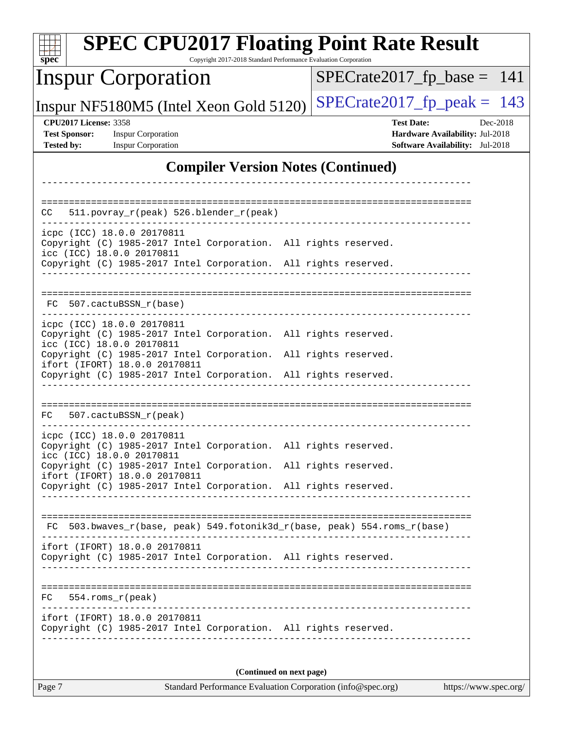## Compiler Version Notes (Continued)

```
------------------------------------------------------------------------------

==============================================================================
 CC   511.povray_r(peak) 526.blender_r(peak)
------------------------------------------------------------------------------
 icpc (ICC) 18.0.0 20170811
 Copyright (C) 1985-2017 Intel Corporation.  All rights reserved.
 icc (ICC) 18.0.0 20170811
 Copyright (C) 1985-2017 Intel Corporation.  All rights reserved.
------------------------------------------------------------------------------

==============================================================================
 FC  507.cactuBSSN_r(base)
------------------------------------------------------------------------------
 icpc (ICC) 18.0.0 20170811
 Copyright (C) 1985-2017 Intel Corporation.  All rights reserved.
 icc (ICC) 18.0.0 20170811
 Copyright (C) 1985-2017 Intel Corporation.  All rights reserved.
 ifort (IFORT) 18.0.0 20170811
 Copyright (C) 1985-2017 Intel Corporation.  All rights reserved.
------------------------------------------------------------------------------

==============================================================================
 FC   507.cactuBSSN_r(peak)
------------------------------------------------------------------------------
 icpc (ICC) 18.0.0 20170811
 Copyright (C) 1985-2017 Intel Corporation.  All rights reserved.
 icc (ICC) 18.0.0 20170811
 Copyright (C) 1985-2017 Intel Corporation.  All rights reserved.
 ifort (IFORT) 18.0.0 20170811
 Copyright (C) 1985-2017 Intel Corporation.  All rights reserved.
------------------------------------------------------------------------------

==============================================================================
 FC  503.bwaves_r(base, peak) 549.fotonik3d_r(base, peak) 554.roms_r(base)
------------------------------------------------------------------------------
 ifort (IFORT) 18.0.0 20170811
 Copyright (C) 1985-2017 Intel Corporation.  All rights reserved.
------------------------------------------------------------------------------

==============================================================================
 FC   554.roms_r(peak)
------------------------------------------------------------------------------
 ifort (IFORT) 18.0.0 20170811
 Copyright (C) 1985-2017 Intel Corporation.  All rights reserved.
------------------------------------------------------------------------------
```

**(Continued on next page)**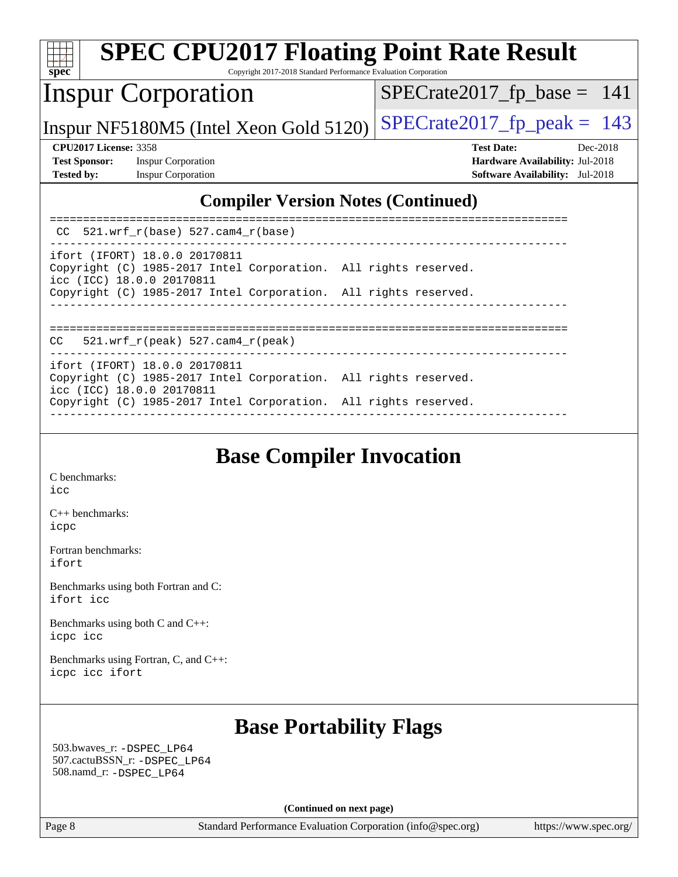## Compiler Version Notes (Continued)

```
==============================================================================
 CC  521.wrf_r(base) 527.cam4_r(base)
------------------------------------------------------------------------------
ifort (IFORT) 18.0.0 20170811
Copyright (C) 1985-2017 Intel Corporation.  All rights reserved.
icc (ICC) 18.0.0 20170811
Copyright (C) 1985-2017 Intel Corporation.  All rights reserved.
------------------------------------------------------------------------------

==============================================================================
CC   521.wrf_r(peak) 527.cam4_r(peak)
------------------------------------------------------------------------------
ifort (IFORT) 18.0.0 20170811
Copyright (C) 1985-2017 Intel Corporation.  All rights reserved.
icc (ICC) 18.0.0 20170811
Copyright (C) 1985-2017 Intel Corporation.  All rights reserved.
------------------------------------------------------------------------------
```

## Base Compiler Invocation

C benchmarks:
icc

C++ benchmarks:
icpc

Fortran benchmarks:
ifort

Benchmarks using both Fortran and C:
ifort icc

Benchmarks using both C and C++:
icpc icc

Benchmarks using Fortran, C, and C++:
icpc icc ifort

## Base Portability Flags

503.bwaves_r: -DSPEC_LP64
507.cactuBSSN_r: -DSPEC_LP64
508.namd_r: -DSPEC_LP64

**(Continued on next page)**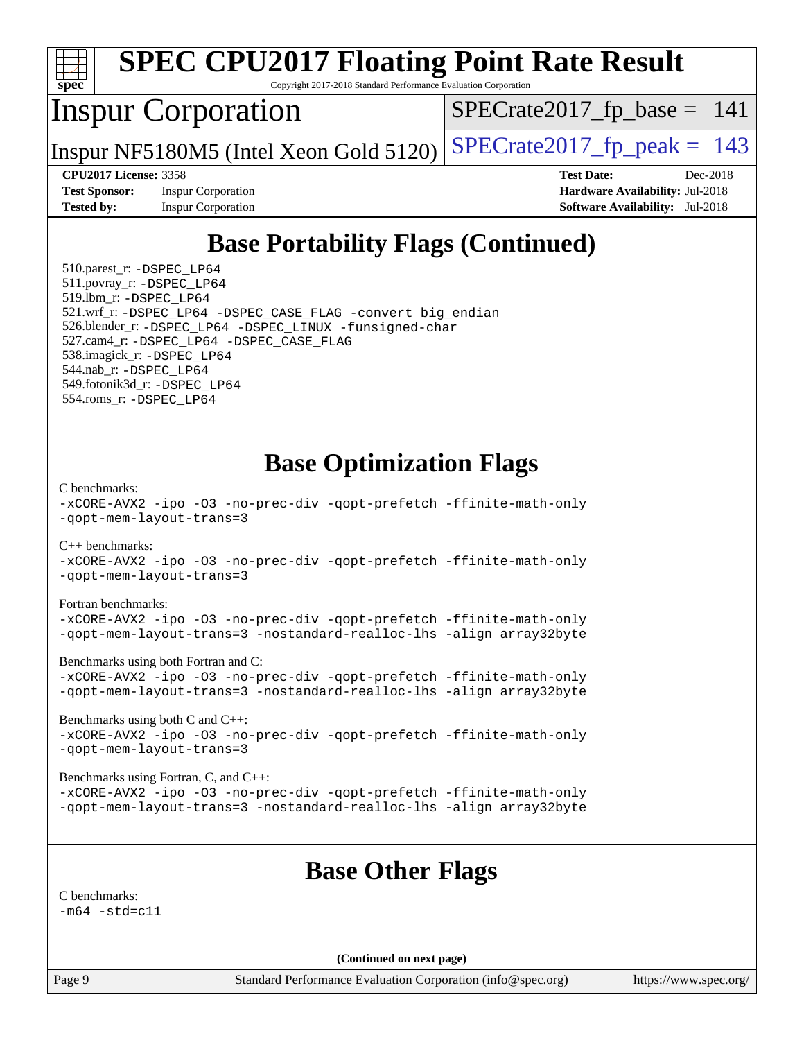# SPEC CPU2017 Floating Point Rate Result

Copyright 2017-2018 Standard Performance Evaluation Corporation

## Inspur Corporation

Inspur NF5180M5 (Intel Xeon Gold 5120)

SPECrate2017_fp_base = 141

SPECrate2017_fp_peak = 143

**CPU2017 License:** 3358
**Test Sponsor:** Inspur Corporation
**Tested by:** Inspur Corporation

**Test Date:** Dec-2018
**Hardware Availability:** Jul-2018
**Software Availability:** Jul-2018

## Base Portability Flags (Continued)

510.parest_r: -DSPEC_LP64
511.povray_r: -DSPEC_LP64
519.lbm_r: -DSPEC_LP64
521.wrf_r: -DSPEC_LP64 -DSPEC_CASE_FLAG -convert big_endian
526.blender_r: -DSPEC_LP64 -DSPEC_LINUX -funsigned-char
527.cam4_r: -DSPEC_LP64 -DSPEC_CASE_FLAG
538.imagick_r: -DSPEC_LP64
544.nab_r: -DSPEC_LP64
549.fotonik3d_r: -DSPEC_LP64
554.roms_r: -DSPEC_LP64

## Base Optimization Flags

C benchmarks:
-xCORE-AVX2 -ipo -O3 -no-prec-div -qopt-prefetch -ffinite-math-only
-qopt-mem-layout-trans=3

C++ benchmarks:
-xCORE-AVX2 -ipo -O3 -no-prec-div -qopt-prefetch -ffinite-math-only
-qopt-mem-layout-trans=3

Fortran benchmarks:
-xCORE-AVX2 -ipo -O3 -no-prec-div -qopt-prefetch -ffinite-math-only
-qopt-mem-layout-trans=3 -nostandard-realloc-lhs -align array32byte

Benchmarks using both Fortran and C:
-xCORE-AVX2 -ipo -O3 -no-prec-div -qopt-prefetch -ffinite-math-only
-qopt-mem-layout-trans=3 -nostandard-realloc-lhs -align array32byte

Benchmarks using both C and C++:
-xCORE-AVX2 -ipo -O3 -no-prec-div -qopt-prefetch -ffinite-math-only
-qopt-mem-layout-trans=3

Benchmarks using Fortran, C, and C++:
-xCORE-AVX2 -ipo -O3 -no-prec-div -qopt-prefetch -ffinite-math-only
-qopt-mem-layout-trans=3 -nostandard-realloc-lhs -align array32byte

## Base Other Flags

C benchmarks:
-m64 -std=c11

**(Continued on next page)**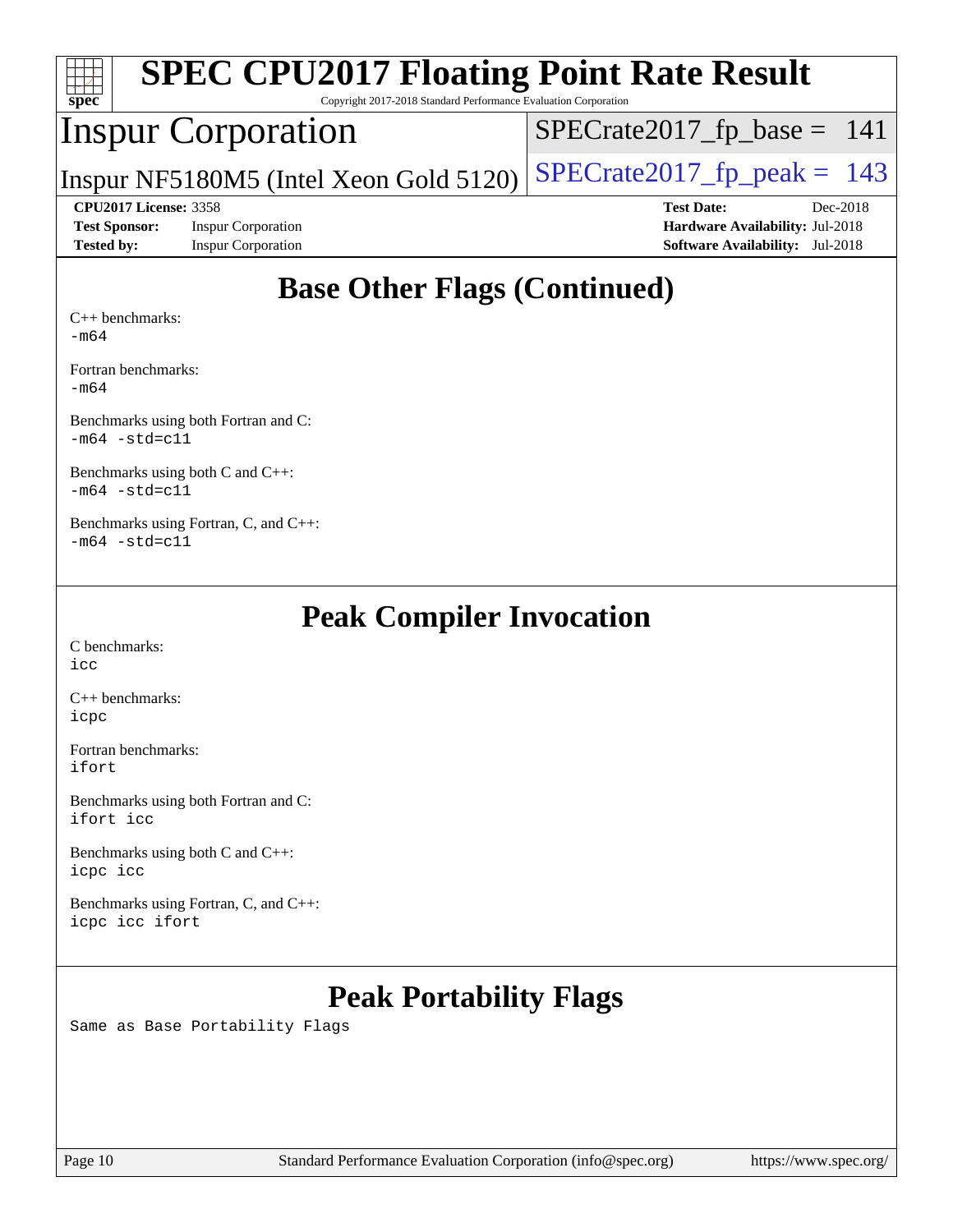# Base Other Flags (Continued)

C++ benchmarks:
-m64

Fortran benchmarks:
-m64

Benchmarks using both Fortran and C:
-m64 -std=c11

Benchmarks using both C and C++:
-m64 -std=c11

Benchmarks using Fortran, C, and C++:
-m64 -std=c11

# Peak Compiler Invocation

C benchmarks:
icc

C++ benchmarks:
icpc

Fortran benchmarks:
ifort

Benchmarks using both Fortran and C:
ifort icc

Benchmarks using both C and C++:
icpc icc

Benchmarks using Fortran, C, and C++:
icpc icc ifort

# Peak Portability Flags

Same as Base Portability Flags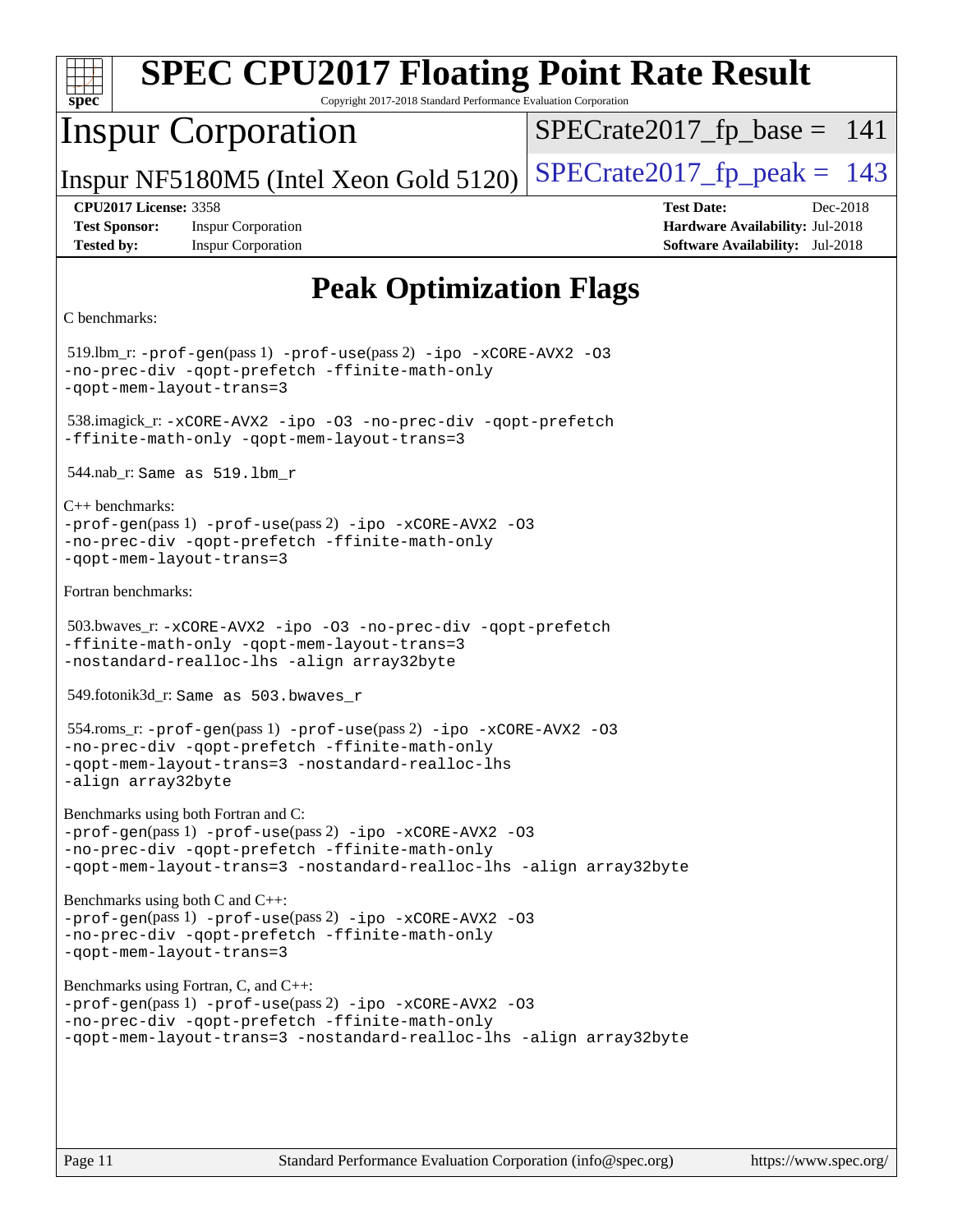# SPEC CPU2017 Floating Point Rate Result

Copyright 2017-2018 Standard Performance Evaluation Corporation

## Inspur Corporation

Inspur NF5180M5 (Intel Xeon Gold 5120)

SPECrate2017_fp_base = 141

SPECrate2017_fp_peak = 143

**CPU2017 License:** 3358
**Test Sponsor:** Inspur Corporation
**Tested by:** Inspur Corporation

**Test Date:** Dec-2018
**Hardware Availability:** Jul-2018
**Software Availability:** Jul-2018

## Peak Optimization Flags

C benchmarks:

519.lbm_r: -prof-gen(pass 1) -prof-use(pass 2) -ipo -xCORE-AVX2 -O3 -no-prec-div -qopt-prefetch -ffinite-math-only -qopt-mem-layout-trans=3

538.imagick_r: -xCORE-AVX2 -ipo -O3 -no-prec-div -qopt-prefetch -ffinite-math-only -qopt-mem-layout-trans=3

544.nab_r: Same as 519.lbm_r

C++ benchmarks:

-prof-gen(pass 1) -prof-use(pass 2) -ipo -xCORE-AVX2 -O3 -no-prec-div -qopt-prefetch -ffinite-math-only -qopt-mem-layout-trans=3

Fortran benchmarks:

503.bwaves_r: -xCORE-AVX2 -ipo -O3 -no-prec-div -qopt-prefetch -ffinite-math-only -qopt-mem-layout-trans=3 -nostandard-realloc-lhs -align array32byte

549.fotonik3d_r: Same as 503.bwaves_r

554.roms_r: -prof-gen(pass 1) -prof-use(pass 2) -ipo -xCORE-AVX2 -O3 -no-prec-div -qopt-prefetch -ffinite-math-only -qopt-mem-layout-trans=3 -nostandard-realloc-lhs -align array32byte

Benchmarks using both Fortran and C:

-prof-gen(pass 1) -prof-use(pass 2) -ipo -xCORE-AVX2 -O3 -no-prec-div -qopt-prefetch -ffinite-math-only -qopt-mem-layout-trans=3 -nostandard-realloc-lhs -align array32byte

Benchmarks using both C and C++:

-prof-gen(pass 1) -prof-use(pass 2) -ipo -xCORE-AVX2 -O3 -no-prec-div -qopt-prefetch -ffinite-math-only -qopt-mem-layout-trans=3

Benchmarks using Fortran, C, and C++:

-prof-gen(pass 1) -prof-use(pass 2) -ipo -xCORE-AVX2 -O3 -no-prec-div -qopt-prefetch -ffinite-math-only -qopt-mem-layout-trans=3 -nostandard-realloc-lhs -align array32byte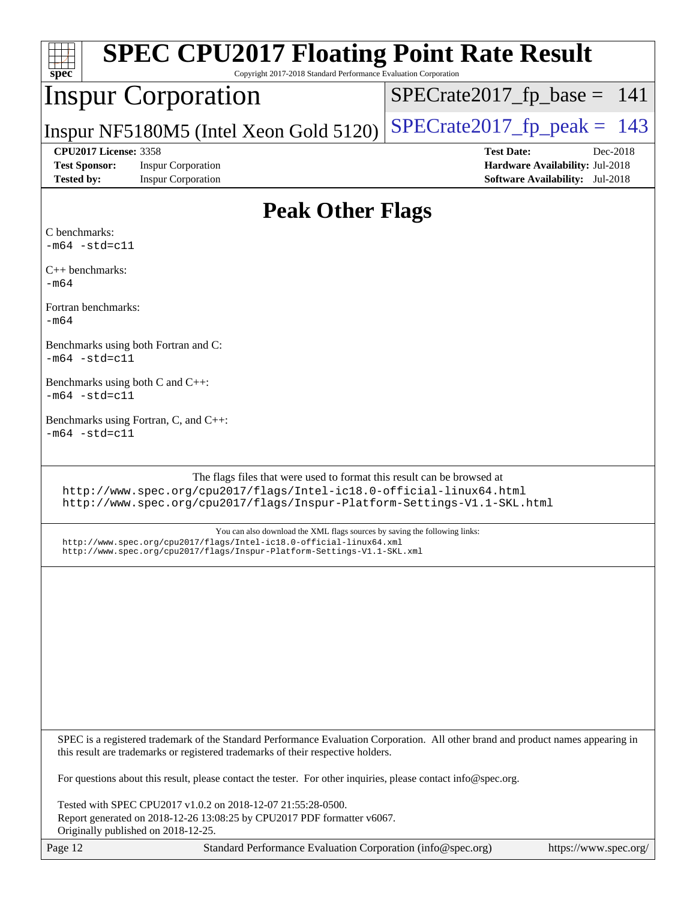# Peak Other Flags

C benchmarks:
-m64 -std=c11

C++ benchmarks:
-m64

Fortran benchmarks:
-m64

Benchmarks using both Fortran and C:
-m64 -std=c11

Benchmarks using both C and C++:
-m64 -std=c11

Benchmarks using Fortran, C, and C++:
-m64 -std=c11

The flags files that were used to format this result can be browsed at
http://www.spec.org/cpu2017/flags/Intel-ic18.0-official-linux64.html
http://www.spec.org/cpu2017/flags/Inspur-Platform-Settings-V1.1-SKL.html

You can also download the XML flags sources by saving the following links:
http://www.spec.org/cpu2017/flags/Intel-ic18.0-official-linux64.xml
http://www.spec.org/cpu2017/flags/Inspur-Platform-Settings-V1.1-SKL.xml

SPEC is a registered trademark of the Standard Performance Evaluation Corporation. All other brand and product names appearing in this result are trademarks or registered trademarks of their respective holders.

For questions about this result, please contact the tester. For other inquiries, please contact info@spec.org.

Tested with SPEC CPU2017 v1.0.2 on 2018-12-07 21:55:28-0500.
Report generated on 2018-12-26 13:08:25 by CPU2017 PDF formatter v6067.
Originally published on 2018-12-25.